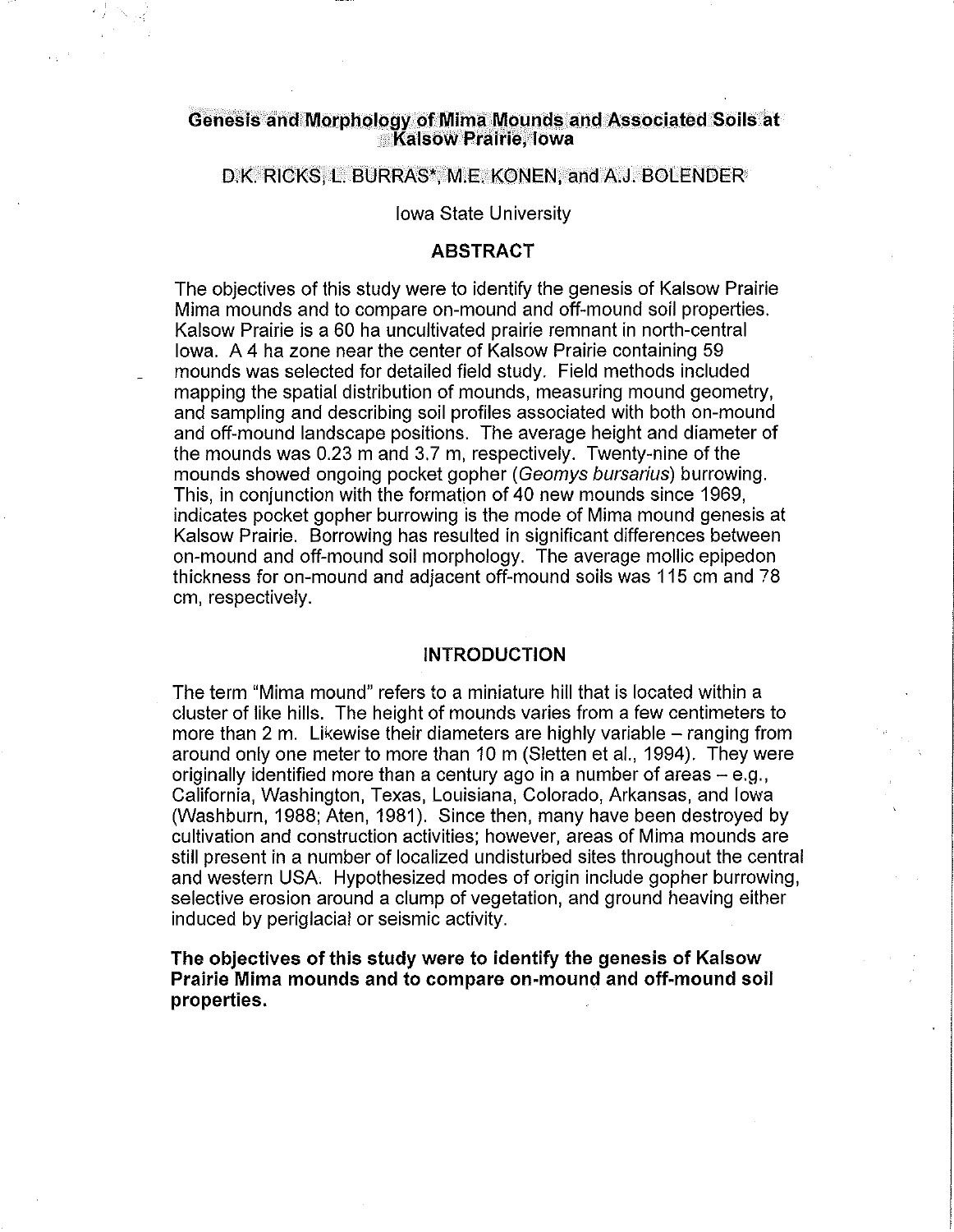# Genesis and Morphology of Mima Mounds and Associated Soils at Kalsow Prairie, Iowa

D.K. RICKS, L. BURRAS*, M.E. KONEN, and A.J. BOLENDER

Iowa State University

## ABSTRACT

The objectives of this study were to identify the genesis of Kalsow Prairie Mima mounds and to compare on-mound and off-mound soil properties. Kalsow Prairie is a 60 ha uncultivated prairie remnant in north-central Iowa. A 4 ha zone near the center of Kalsow Prairie containing 59 mounds was selected for detailed field study. Field methods included mapping the spatial distribution of mounds, measuring mound geometry, and sampling and describing soil profiles associated with both on-mound and off-mound landscape positions. The average height and diameter of the mounds was 0.23 m and 3.7 m, respectively. Twenty-nine of the mounds showed ongoing pocket gopher (*Geomys bursarius*) burrowing. This, in conjunction with the formation of 40 new mounds since 1969, indicates pocket gopher burrowing is the mode of Mima mound genesis at Kalsow Prairie. Borrowing has resulted in significant differences between on-mound and off-mound soil morphology. The average mollic epipedon thickness for on-mound and adjacent off-mound soils was 115 cm and 78 cm, respectively.

## INTRODUCTION

The term "Mima mound" refers to a miniature hill that is located within a cluster of like hills. The height of mounds varies from a few centimeters to more than 2 m. Likewise their diameters are highly variable – ranging from around only one meter to more than 10 m (Sletten et al., 1994). They were originally identified more than a century ago in a number of areas – e.g., California, Washington, Texas, Louisiana, Colorado, Arkansas, and Iowa (Washburn, 1988; Aten, 1981). Since then, many have been destroyed by cultivation and construction activities; however, areas of Mima mounds are still present in a number of localized undisturbed sites throughout the central and western USA. Hypothesized modes of origin include gopher burrowing, selective erosion around a clump of vegetation, and ground heaving either induced by periglacial or seismic activity.

**The objectives of this study were to identify the genesis of Kalsow Prairie Mima mounds and to compare on-mound and off-mound soil properties.**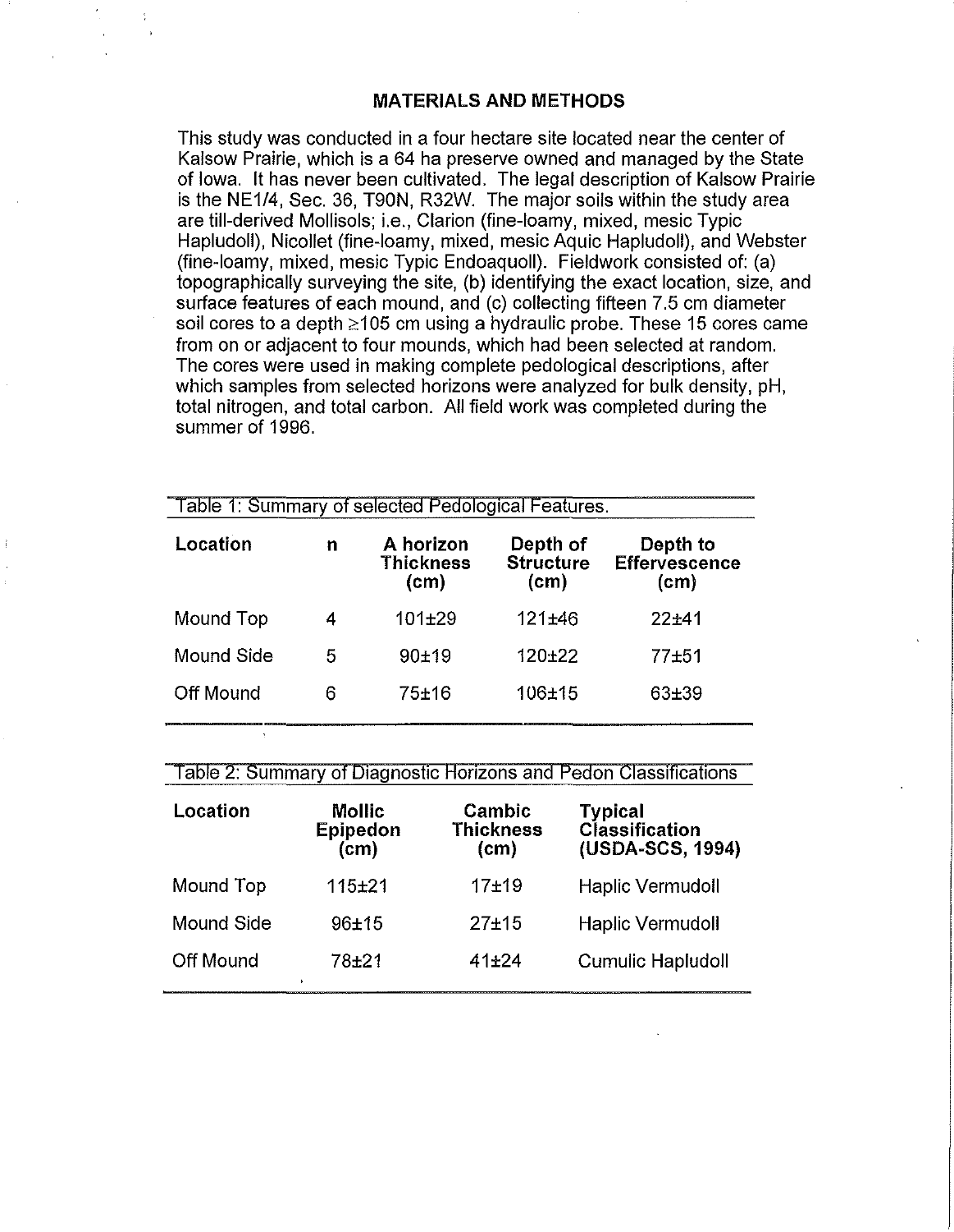## MATERIALS AND METHODS

This study was conducted in a four hectare site located near the center of Kalsow Prairie, which is a 64 ha preserve owned and managed by the State of Iowa. It has never been cultivated. The legal description of Kalsow Prairie is the NE1/4, Sec. 36, T90N, R32W. The major soils within the study area are till-derived Mollisols; i.e., Clarion (fine-loamy, mixed, mesic Typic Hapludoll), Nicollet (fine-loamy, mixed, mesic Aquic Hapludoll), and Webster (fine-loamy, mixed, mesic Typic Endoaquoll). Fieldwork consisted of: (a) topographically surveying the site, (b) identifying the exact location, size, and surface features of each mound, and (c) collecting fifteen 7.5 cm diameter soil cores to a depth ≥105 cm using a hydraulic probe. These 15 cores came from on or adjacent to four mounds, which had been selected at random. The cores were used in making complete pedological descriptions, after which samples from selected horizons were analyzed for bulk density, pH, total nitrogen, and total carbon. All field work was completed during the summer of 1996.

Table 1: Summary of selected Pedological Features.

| Location | n | A horizon Thickness (cm) | Depth of Structure (cm) | Depth to Effervescence (cm) |
|---|---|---|---|---|
| Mound Top | 4 | 101±29 | 121±46 | 22±41 |
| Mound Side | 5 | 90±19 | 120±22 | 77±51 |
| Off Mound | 6 | 75±16 | 106±15 | 63±39 |

Table 2: Summary of Diagnostic Horizons and Pedon Classifications

| Location | Mollic Epipedon (cm) | Cambic Thickness (cm) | Typical Classification (USDA-SCS, 1994) |
|---|---|---|---|
| Mound Top | 115±21 | 17±19 | Haplic Vermudoll |
| Mound Side | 96±15 | 27±15 | Haplic Vermudoll |
| Off Mound | 78±21 | 41±24 | Cumulic Hapludoll |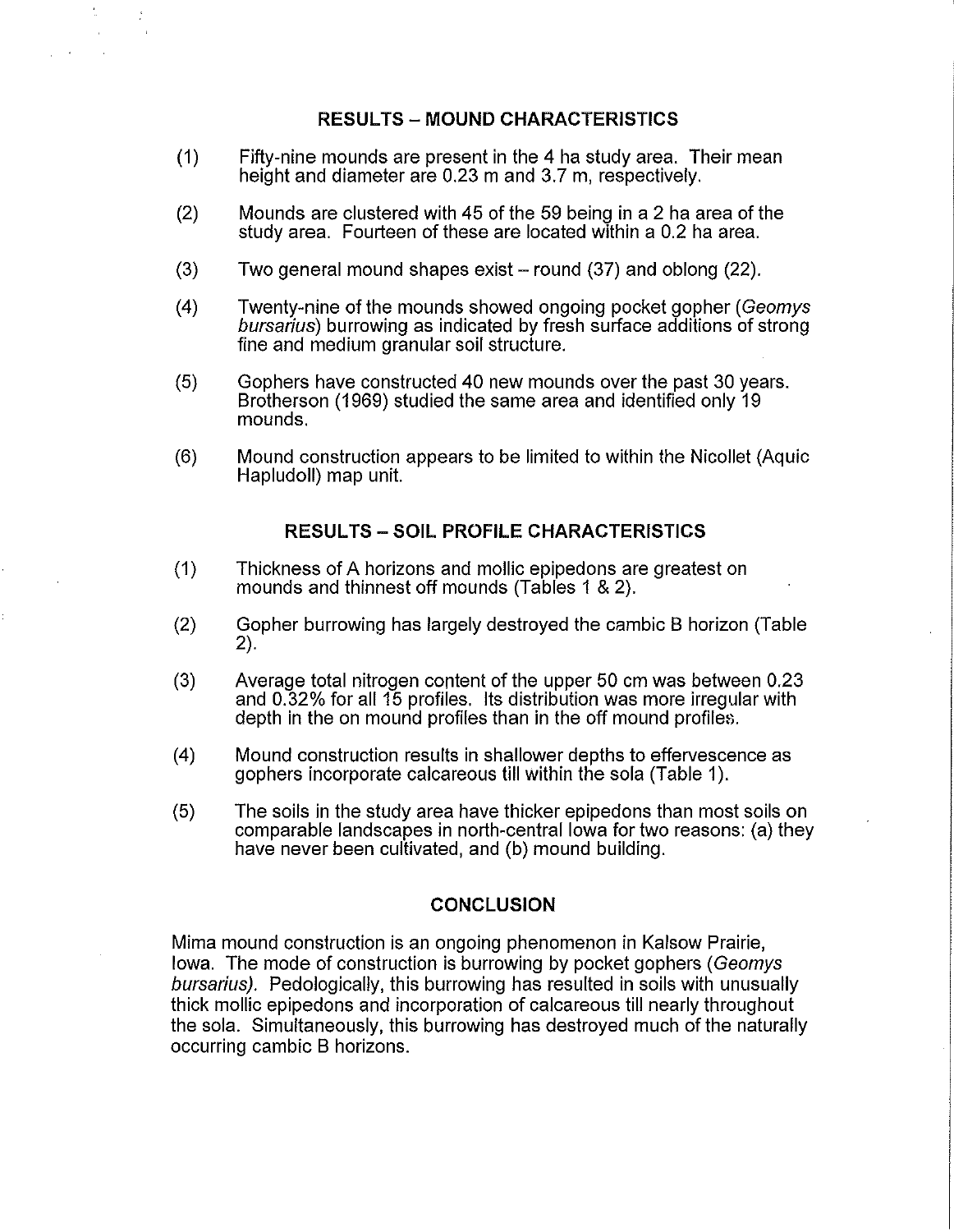## RESULTS – MOUND CHARACTERISTICS

(1) Fifty-nine mounds are present in the 4 ha study area. Their mean height and diameter are 0.23 m and 3.7 m, respectively.

(2) Mounds are clustered with 45 of the 59 being in a 2 ha area of the study area. Fourteen of these are located within a 0.2 ha area.

(3) Two general mound shapes exist – round (37) and oblong (22).

(4) Twenty-nine of the mounds showed ongoing pocket gopher (*Geomys bursarius*) burrowing as indicated by fresh surface additions of strong fine and medium granular soil structure.

(5) Gophers have constructed 40 new mounds over the past 30 years. Brotherson (1969) studied the same area and identified only 19 mounds.

(6) Mound construction appears to be limited to within the Nicollet (Aquic Hapludoll) map unit.

## RESULTS – SOIL PROFILE CHARACTERISTICS

(1) Thickness of A horizons and mollic epipedons are greatest on mounds and thinnest off mounds (Tables 1 & 2).

(2) Gopher burrowing has largely destroyed the cambic B horizon (Table 2).

(3) Average total nitrogen content of the upper 50 cm was between 0.23 and 0.32% for all 15 profiles. Its distribution was more irregular with depth in the on mound profiles than in the off mound profiles.

(4) Mound construction results in shallower depths to effervescence as gophers incorporate calcareous till within the sola (Table 1).

(5) The soils in the study area have thicker epipedons than most soils on comparable landscapes in north-central Iowa for two reasons: (a) they have never been cultivated, and (b) mound building.

## CONCLUSION

Mima mound construction is an ongoing phenomenon in Kalsow Prairie, Iowa. The mode of construction is burrowing by pocket gophers (*Geomys bursarius*). Pedologically, this burrowing has resulted in soils with unusually thick mollic epipedons and incorporation of calcareous till nearly throughout the sola. Simultaneously, this burrowing has destroyed much of the naturally occurring cambic B horizons.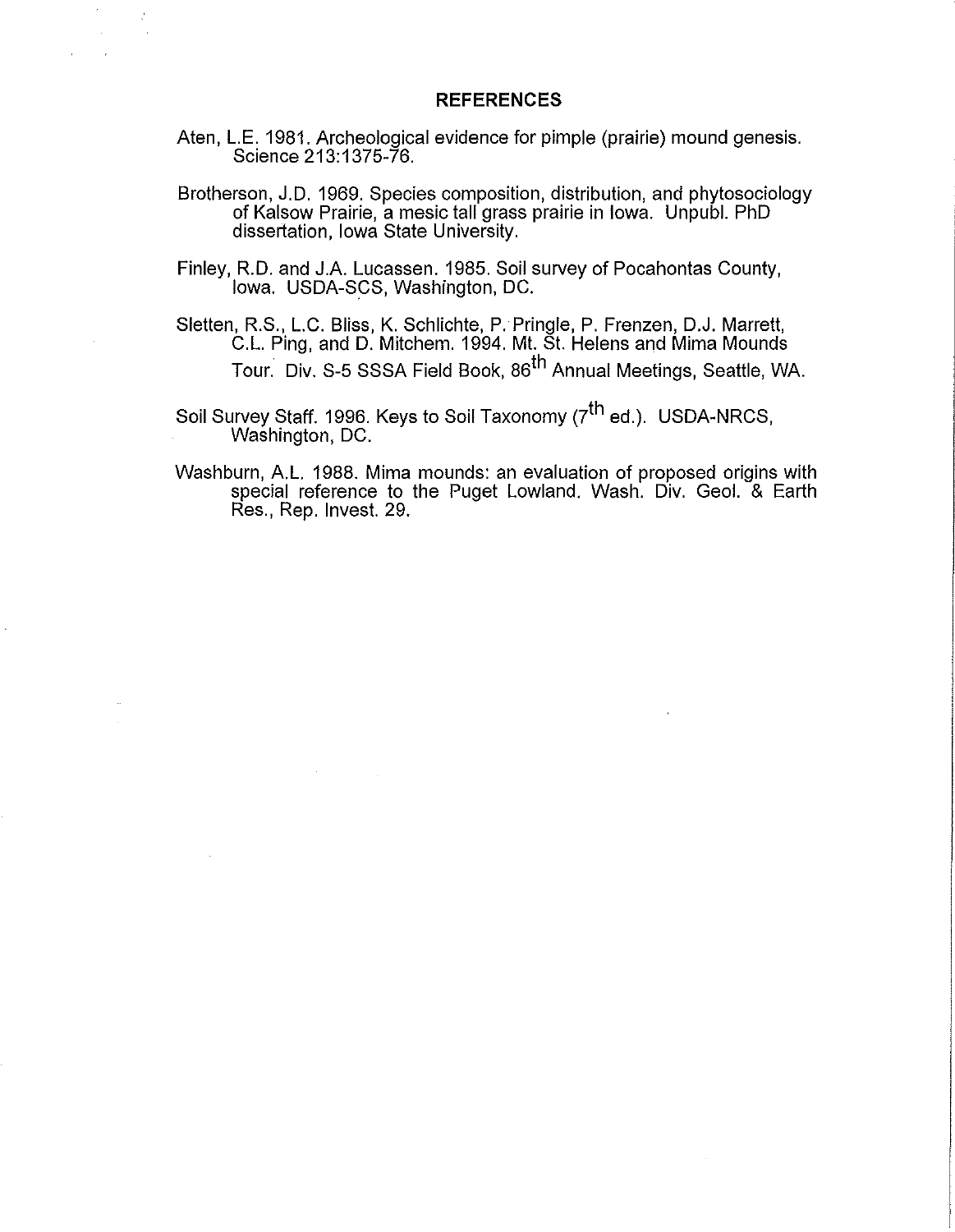## REFERENCES

Aten, L.E. 1981. Archeological evidence for pimple (prairie) mound genesis. Science 213:1375-76.

Brotherson, J.D. 1969. Species composition, distribution, and phytosociology of Kalsow Prairie, a mesic tall grass prairie in Iowa. Unpubl. PhD dissertation, Iowa State University.

Finley, R.D. and J.A. Lucassen. 1985. Soil survey of Pocahontas County, Iowa. USDA-SCS, Washington, DC.

Sletten, R.S., L.C. Bliss, K. Schlichte, P. Pringle, P. Frenzen, D.J. Marrett, C.L. Ping, and D. Mitchem. 1994. Mt. St. Helens and Mima Mounds Tour. Div. S-5 SSSA Field Book, 86th Annual Meetings, Seattle, WA.

Soil Survey Staff. 1996. Keys to Soil Taxonomy (7th ed.). USDA-NRCS, Washington, DC.

Washburn, A.L. 1988. Mima mounds: an evaluation of proposed origins with special reference to the Puget Lowland. Wash. Div. Geol. & Earth Res., Rep. Invest. 29.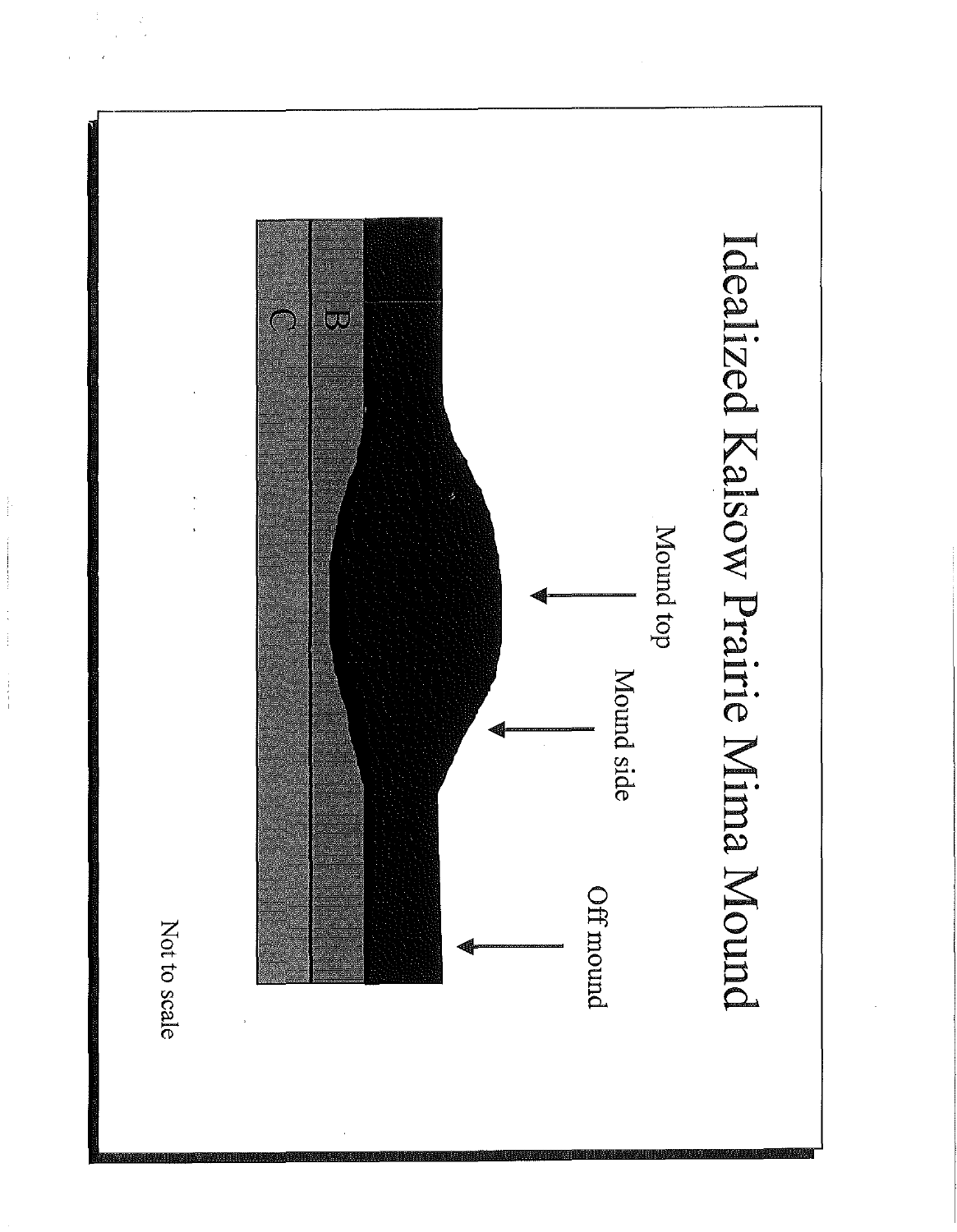# Idealized Kalsow Prairie Mima Mound

Mound top

Mound side

Off mound

B

C

Not to scale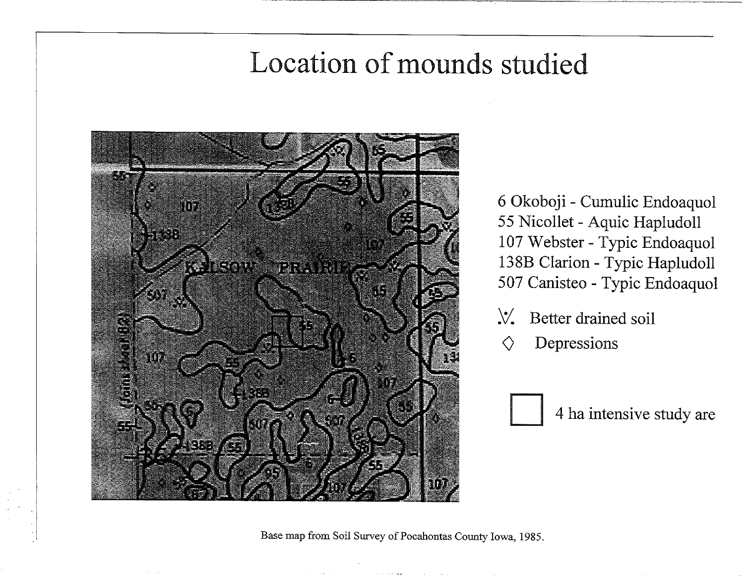# Location of mounds studied

6 Okoboji - Cumulic Endoaquol
55 Nicollet - Aquic Hapludoll
107 Webster - Typic Endoaquol
138B Clarion - Typic Hapludoll
507 Canisteo - Typic Endoaquol

.̇V. Better drained soil

◇ Depressions

☐ 4 ha intensive study are

Base map from Soil Survey of Pocahontas County Iowa, 1985.